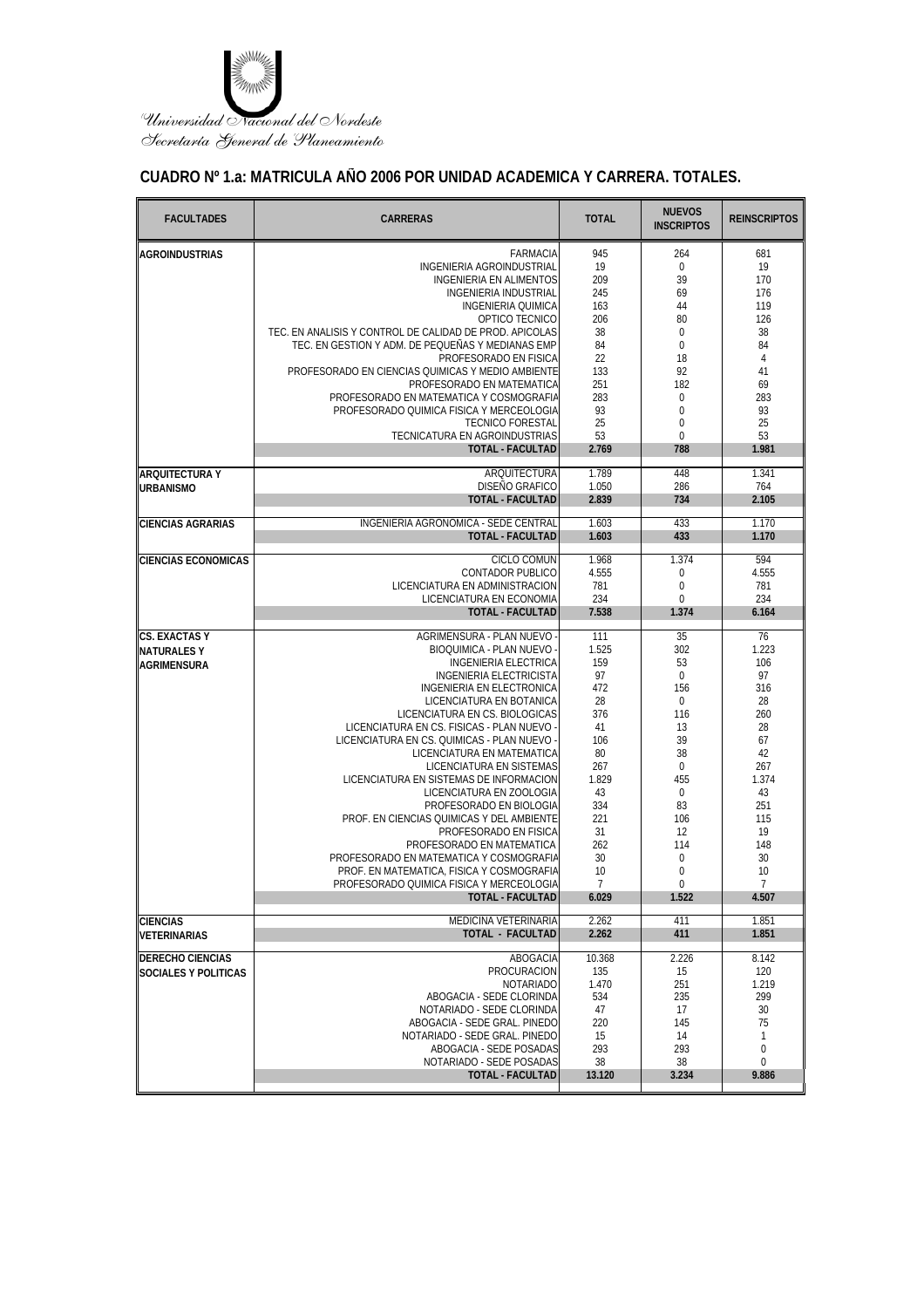Universidad Nacional del Nordeste
Secretaría General de Planeamiento

## CUADRO Nº 1.a: MATRICULA AÑO 2006 POR UNIDAD ACADEMICA Y CARRERA. TOTALES.

| FACULTADES | CARRERAS | TOTAL | NUEVOS INSCRIPTOS | REINSCRIPTOS |
|---|---|---|---|---|
| AGROINDUSTRIAS | FARMACIA | 945 | 264 | 681 |
| | INGENIERIA AGROINDUSTRIAL | 19 | 0 | 19 |
| | INGENIERIA EN ALIMENTOS | 209 | 39 | 170 |
| | INGENIERIA INDUSTRIAL | 245 | 69 | 176 |
| | INGENIERIA QUIMICA | 163 | 44 | 119 |
| | OPTICO TECNICO | 206 | 80 | 126 |
| | TEC. EN ANALISIS Y CONTROL DE CALIDAD DE PROD. APICOLAS | 38 | 0 | 38 |
| | TEC. EN GESTION Y ADM. DE PEQUEÑAS Y MEDIANAS EMP | 84 | 0 | 84 |
| | PROFESORADO EN FISICA | 22 | 18 | 4 |
| | PROFESORADO EN CIENCIAS QUIMICAS Y MEDIO AMBIENTE | 133 | 92 | 41 |
| | PROFESORADO EN MATEMATICA | 251 | 182 | 69 |
| | PROFESORADO EN MATEMATICA Y COSMOGRAFIA | 283 | 0 | 283 |
| | PROFESORADO QUIMICA FISICA Y MERCEOLOGIA | 93 | 0 | 93 |
| | TECNICO FORESTAL | 25 | 0 | 25 |
| | TECNICATURA EN AGROINDUSTRIAS | 53 | 0 | 53 |
| | **TOTAL - FACULTAD** | **2.769** | **788** | **1.981** |
| ARQUITECTURA Y URBANISMO | ARQUITECTURA | 1.789 | 448 | 1.341 |
| | DISEÑO GRAFICO | 1.050 | 286 | 764 |
| | **TOTAL - FACULTAD** | **2.839** | **734** | **2.105** |
| CIENCIAS AGRARIAS | INGENIERIA AGRONOMICA - SEDE CENTRAL | 1.603 | 433 | 1.170 |
| | **TOTAL - FACULTAD** | **1.603** | **433** | **1.170** |
| CIENCIAS ECONOMICAS | CICLO COMUN | 1.968 | 1.374 | 594 |
| | CONTADOR PUBLICO | 4.555 | 0 | 4.555 |
| | LICENCIATURA EN ADMINISTRACION | 781 | 0 | 781 |
| | LICENCIATURA EN ECONOMIA | 234 | 0 | 234 |
| | **TOTAL - FACULTAD** | **7.538** | **1.374** | **6.164** |
| CS. EXACTAS Y NATURALES Y AGRIMENSURA | AGRIMENSURA - PLAN NUEVO - | 111 | 35 | 76 |
| | BIOQUIMICA - PLAN NUEVO - | 1.525 | 302 | 1.223 |
| | INGENIERIA ELECTRICA | 159 | 53 | 106 |
| | INGENIERIA ELECTRICISTA | 97 | 0 | 97 |
| | INGENIERIA EN ELECTRONICA | 472 | 156 | 316 |
| | LICENCIATURA EN BOTANICA | 28 | 0 | 28 |
| | LICENCIATURA EN CS. BIOLOGICAS | 376 | 116 | 260 |
| | LICENCIATURA EN CS. FISICAS - PLAN NUEVO - | 41 | 13 | 28 |
| | LICENCIATURA EN CS. QUIMICAS - PLAN NUEVO - | 106 | 39 | 67 |
| | LICENCIATURA EN MATEMATICA | 80 | 38 | 42 |
| | LICENCIATURA EN SISTEMAS | 267 | 0 | 267 |
| | LICENCIATURA EN SISTEMAS DE INFORMACION | 1.829 | 455 | 1.374 |
| | LICENCIATURA EN ZOOLOGIA | 43 | 0 | 43 |
| | PROFESORADO EN BIOLOGIA | 334 | 83 | 251 |
| | PROF. EN CIENCIAS QUIMICAS Y DEL AMBIENTE | 221 | 106 | 115 |
| | PROFESORADO EN FISICA | 31 | 12 | 19 |
| | PROFESORADO EN MATEMATICA | 262 | 114 | 148 |
| | PROFESORADO EN MATEMATICA Y COSMOGRAFIA | 30 | 0 | 30 |
| | PROF. EN MATEMATICA, FISICA Y COSMOGRAFIA | 10 | 0 | 10 |
| | PROFESORADO QUIMICA FISICA Y MERCEOLOGIA | 7 | 0 | 7 |
| | **TOTAL - FACULTAD** | **6.029** | **1.522** | **4.507** |
| CIENCIAS VETERINARIAS | MEDICINA VETERINARIA | 2.262 | 411 | 1.851 |
| | **TOTAL - FACULTAD** | **2.262** | **411** | **1.851** |
| DERECHO CIENCIAS SOCIALES Y POLITICAS | ABOGACIA | 10.368 | 2.226 | 8.142 |
| | PROCURACION | 135 | 15 | 120 |
| | NOTARIADO | 1.470 | 251 | 1.219 |
| | ABOGACIA - SEDE CLORINDA | 534 | 235 | 299 |
| | NOTARIADO - SEDE CLORINDA | 47 | 17 | 30 |
| | ABOGACIA - SEDE GRAL. PINEDO | 220 | 145 | 75 |
| | NOTARIADO - SEDE GRAL. PINEDO | 15 | 14 | 1 |
| | ABOGACIA - SEDE POSADAS | 293 | 293 | 0 |
| | NOTARIADO - SEDE POSADAS | 38 | 38 | 0 |
| | **TOTAL - FACULTAD** | **13.120** | **3.234** | **9.886** |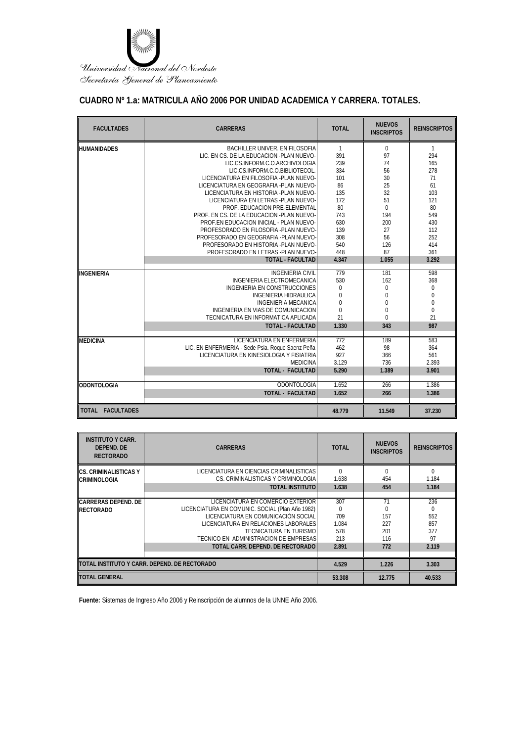Universidad Nacional del Nordeste
Secretaría General de Planeamiento

## CUADRO Nº 1.a: MATRICULA AÑO 2006 POR UNIDAD ACADEMICA Y CARRERA. TOTALES.

| FACULTADES | CARRERAS | TOTAL | NUEVOS INSCRIPTOS | REINSCRIPTOS |
|---|---|---|---|---|
| HUMANIDADES | BACHILLER UNIVER. EN FILOSOFIA | 1 | 0 | 1 |
| | LIC. EN CS. DE LA EDUCACION -PLAN NUEVO- | 391 | 97 | 294 |
| | LIC.CS.INFORM.C.O.ARCHIVOLOGIA | 239 | 74 | 165 |
| | LIC.CS.INFORM.C.O.BIBLIOTECOL. | 334 | 56 | 278 |
| | LICENCIATURA EN FILOSOFIA -PLAN NUEVO- | 101 | 30 | 71 |
| | LICENCIATURA EN GEOGRAFIA -PLAN NUEVO- | 86 | 25 | 61 |
| | LICENCIATURA EN HISTORIA -PLAN NUEVO- | 135 | 32 | 103 |
| | LICENCIATURA EN LETRAS -PLAN NUEVO- | 172 | 51 | 121 |
| | PROF. EDUCACION PRE-ELEMENTAL | 80 | 0 | 80 |
| | PROF. EN CS. DE LA EDUCACION -PLAN NUEVO- | 743 | 194 | 549 |
| | PROF.EN EDUCACION INICIAL - PLAN NUEVO- | 630 | 200 | 430 |
| | PROFESORADO EN FILOSOFIA -PLAN NUEVO- | 139 | 27 | 112 |
| | PROFESORADO EN GEOGRAFIA -PLAN NUEVO- | 308 | 56 | 252 |
| | PROFESORADO EN HISTORIA -PLAN NUEVO- | 540 | 126 | 414 |
| | PROFESORADO EN LETRAS -PLAN NUEVO- | 448 | 87 | 361 |
| | **TOTAL - FACULTAD** | **4.347** | **1.055** | **3.292** |
| INGENIERIA | INGENIERIA CIVIL | 779 | 181 | 598 |
| | INGENIERIA ELECTROMECANICA | 530 | 162 | 368 |
| | INGENIERIA EN CONSTRUCCIONES | 0 | 0 | 0 |
| | INGENIERIA HIDRAULICA | 0 | 0 | 0 |
| | INGENIERIA MECANICA | 0 | 0 | 0 |
| | INGENIERIA EN VIAS DE COMUNICACION | 0 | 0 | 0 |
| | TECNICATURA EN INFORMATICA APLICADA | 21 | 0 | 21 |
| | **TOTAL - FACULTAD** | **1.330** | **343** | **987** |
| MEDICINA | LICENCIATURA EN ENFERMERIA | 772 | 189 | 583 |
| | LIC. EN ENFERMERIA - Sede Psia. Roque Saenz Peña | 462 | 98 | 364 |
| | LICENCIATURA EN KINESIOLOGIA Y FISIATRIA | 927 | 366 | 561 |
| | MEDICINA | 3.129 | 736 | 2.393 |
| | **TOTAL - FACULTAD** | **5.290** | **1.389** | **3.901** |
| ODONTOLOGIA | ODONTOLOGIA | 1.652 | 266 | 1.386 |
| | **TOTAL - FACULTAD** | **1.652** | **266** | **1.386** |
| **TOTAL FACULTADES** | | **48.779** | **11.549** | **37.230** |

| INSTITUTO Y CARR. DEPEND. DE RECTORADO | CARRERAS | TOTAL | NUEVOS INSCRIPTOS | REINSCRIPTOS |
|---|---|---|---|---|
| CS. CRIMINALISTICAS Y CRIMINOLOGIA | LICENCIATURA EN CIENCIAS CRIMINALISTICAS | 0 | 0 | 0 |
| | CS. CRIMINALISTICAS Y CRIMINOLOGIA | 1.638 | 454 | 1.184 |
| | **TOTAL INSTITUTO** | **1.638** | **454** | **1.184** |
| CARRERAS DEPEND. DE RECTORADO | LICENCIATURA EN COMERCIO EXTERIOR | 307 | 71 | 236 |
| | LICENCIATURA EN COMUNIC. SOCIAL (Plan Año 1982) | 0 | 0 | 0 |
| | LICENCIATURA EN COMUNICACIÓN SOCIAL | 709 | 157 | 552 |
| | LICENCIATURA EN RELACIONES LABORALES | 1.084 | 227 | 857 |
| | TECNICATURA EN TURISMO | 578 | 201 | 377 |
| | TECNICO EN ADMINISTRACION DE EMPRESAS | 213 | 116 | 97 |
| | **TOTAL CARR. DEPEND. DE RECTORADO** | **2.891** | **772** | **2.119** |
| **TOTAL INSTITUTO Y CARR. DEPEND. DE RECTORADO** | | **4.529** | **1.226** | **3.303** |
| **TOTAL GENERAL** | | **53.308** | **12.775** | **40.533** |

**Fuente:** Sistemas de Ingreso Año 2006 y Reinscripción de alumnos de la UNNE Año 2006.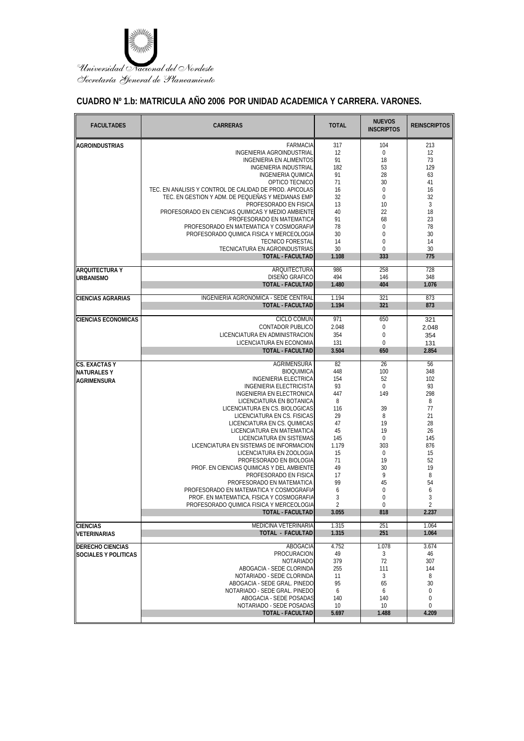Universidad Nacional del Nordeste
Secretaría General de Planeamiento

## CUADRO Nº 1.b: MATRICULA AÑO 2006 POR UNIDAD ACADEMICA Y CARRERA. VARONES.

| FACULTADES | CARRERAS | TOTAL | NUEVOS INSCRIPTOS | REINSCRIPTOS |
|---|---|---|---|---|
| AGROINDUSTRIAS | FARMACIA | 317 | 104 | 213 |
| | INGENIERIA AGROINDUSTRIAL | 12 | 0 | 12 |
| | INGENIERIA EN ALIMENTOS | 91 | 18 | 73 |
| | INGENIERIA INDUSTRIAL | 182 | 53 | 129 |
| | INGENIERIA QUIMICA | 91 | 28 | 63 |
| | OPTICO TECNICO | 71 | 30 | 41 |
| | TEC. EN ANALISIS Y CONTROL DE CALIDAD DE PROD. APICOLAS | 16 | 0 | 16 |
| | TEC. EN GESTION Y ADM. DE PEQUEÑAS Y MEDIANAS EMP | 32 | 0 | 32 |
| | PROFESORADO EN FISICA | 13 | 10 | 3 |
| | PROFESORADO EN CIENCIAS QUIMICAS Y MEDIO AMBIENTE | 40 | 22 | 18 |
| | PROFESORADO EN MATEMATICA | 91 | 68 | 23 |
| | PROFESORADO EN MATEMATICA Y COSMOGRAFIA | 78 | 0 | 78 |
| | PROFESORADO QUIMICA FISICA Y MERCEOLOGIA | 30 | 0 | 30 |
| | TECNICO FORESTAL | 14 | 0 | 14 |
| | TECNICATURA EN AGROINDUSTRIAS | 30 | 0 | 30 |
| | **TOTAL - FACULTAD** | **1.108** | **333** | **775** |
| ARQUITECTURA Y URBANISMO | ARQUITECTURA | 986 | 258 | 728 |
| | DISEÑO GRAFICO | 494 | 146 | 348 |
| | **TOTAL - FACULTAD** | **1.480** | **404** | **1.076** |
| CIENCIAS AGRARIAS | INGENIERIA AGRONOMICA - SEDE CENTRAL | 1.194 | 321 | 873 |
| | **TOTAL - FACULTAD** | **1.194** | **321** | **873** |
| CIENCIAS ECONOMICAS | CICLO COMUN | 971 | 650 | 321 |
| | CONTADOR PUBLICO | 2.048 | 0 | 2.048 |
| | LICENCIATURA EN ADMINISTRACION | 354 | 0 | 354 |
| | LICENCIATURA EN ECONOMIA | 131 | 0 | 131 |
| | **TOTAL - FACULTAD** | **3.504** | **650** | **2.854** |
| CS. EXACTAS Y NATURALES Y AGRIMENSURA | AGRIMENSURA | 82 | 26 | 56 |
| | BIOQUIMICA | 448 | 100 | 348 |
| | INGENIERIA ELECTRICA | 154 | 52 | 102 |
| | INGENIERIA ELECTRICISTA | 93 | 0 | 93 |
| | INGENIERIA EN ELECTRONICA | 447 | 149 | 298 |
| | LICENCIATURA EN BOTANICA | 8 | | 8 |
| | LICENCIATURA EN CS. BIOLOGICAS | 116 | 39 | 77 |
| | LICENCIATURA EN CS. FISICAS | 29 | 8 | 21 |
| | LICENCIATURA EN CS. QUIMICAS | 47 | 19 | 28 |
| | LICENCIATURA EN MATEMATICA | 45 | 19 | 26 |
| | LICENCIATURA EN SISTEMAS | 145 | 0 | 145 |
| | LICENCIATURA EN SISTEMAS DE INFORMACION | 1.179 | 303 | 876 |
| | LICENCIATURA EN ZOOLOGIA | 15 | 0 | 15 |
| | PROFESORADO EN BIOLOGIA | 71 | 19 | 52 |
| | PROF. EN CIENCIAS QUIMICAS Y DEL AMBIENTE | 49 | 30 | 19 |
| | PROFESORADO EN FISICA | 17 | 9 | 8 |
| | PROFESORADO EN MATEMATICA | 99 | 45 | 54 |
| | PROFESORADO EN MATEMATICA Y COSMOGRAFIA | 6 | 0 | 6 |
| | PROF. EN MATEMATICA, FISICA Y COSMOGRAFIA | 3 | 0 | 3 |
| | PROFESORADO QUIMICA FISICA Y MERCEOLOGIA | 2 | 0 | 2 |
| | **TOTAL - FACULTAD** | **3.055** | **818** | **2.237** |
| CIENCIAS VETERINARIAS | MEDICINA VETERINARIA | 1.315 | 251 | 1.064 |
| | **TOTAL - FACULTAD** | **1.315** | **251** | **1.064** |
| DERECHO CIENCIAS SOCIALES Y POLITICAS | ABOGACIA | 4.752 | 1.078 | 3.674 |
| | PROCURACION | 49 | 3 | 46 |
| | NOTARIADO | 379 | 72 | 307 |
| | ABOGACIA - SEDE CLORINDA | 255 | 111 | 144 |
| | NOTARIADO - SEDE CLORINDA | 11 | 3 | 8 |
| | ABOGACIA - SEDE GRAL. PINEDO | 95 | 65 | 30 |
| | NOTARIADO - SEDE GRAL. PINEDO | 6 | 6 | 0 |
| | ABOGACIA - SEDE POSADAS | 140 | 140 | 0 |
| | NOTARIADO - SEDE POSADAS | 10 | 10 | 0 |
| | **TOTAL - FACULTAD** | **5.697** | **1.488** | **4.209** |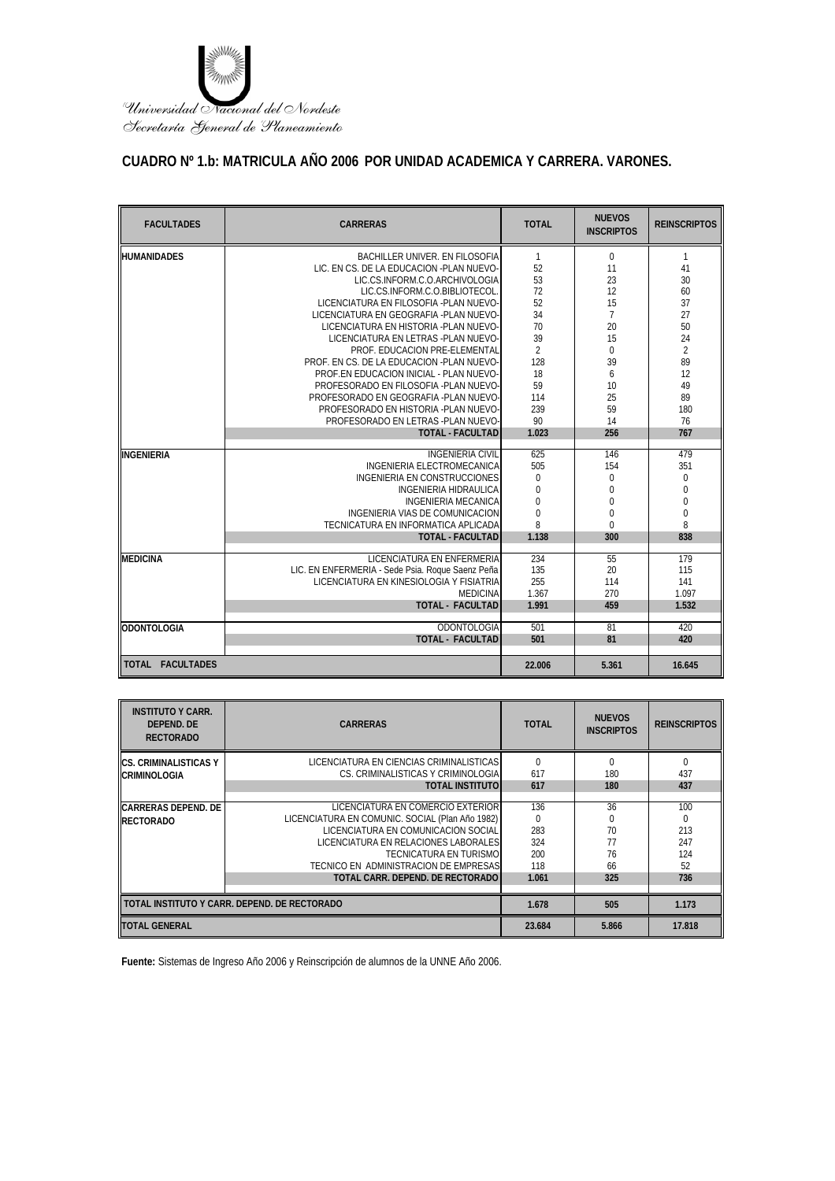Universidad Nacional del Nordeste
Secretaría General de Planeamiento

# CUADRO Nº 1.b: MATRICULA AÑO 2006 POR UNIDAD ACADEMICA Y CARRERA. VARONES.

| FACULTADES | CARRERAS | TOTAL | NUEVOS INSCRIPTOS | REINSCRIPTOS |
|---|---|---|---|---|
| HUMANIDADES | BACHILLER UNIVER. EN FILOSOFIA | 1 | 0 | 1 |
| | LIC. EN CS. DE LA EDUCACION -PLAN NUEVO- | 52 | 11 | 41 |
| | LIC.CS.INFORM.C.O.ARCHIVOLOGIA | 53 | 23 | 30 |
| | LIC.CS.INFORM.C.O.BIBLIOTECOL. | 72 | 12 | 60 |
| | LICENCIATURA EN FILOSOFIA -PLAN NUEVO- | 52 | 15 | 37 |
| | LICENCIATURA EN GEOGRAFIA -PLAN NUEVO- | 34 | 7 | 27 |
| | LICENCIATURA EN HISTORIA -PLAN NUEVO- | 70 | 20 | 50 |
| | LICENCIATURA EN LETRAS -PLAN NUEVO- | 39 | 15 | 24 |
| | PROF. EDUCACION PRE-ELEMENTAL | 2 | 0 | 2 |
| | PROF. EN CS. DE LA EDUCACION -PLAN NUEVO- | 128 | 39 | 89 |
| | PROF.EN EDUCACION INICIAL - PLAN NUEVO- | 18 | 6 | 12 |
| | PROFESORADO EN FILOSOFIA -PLAN NUEVO- | 59 | 10 | 49 |
| | PROFESORADO EN GEOGRAFIA -PLAN NUEVO- | 114 | 25 | 89 |
| | PROFESORADO EN HISTORIA -PLAN NUEVO- | 239 | 59 | 180 |
| | PROFESORADO EN LETRAS -PLAN NUEVO- | 90 | 14 | 76 |
| | **TOTAL - FACULTAD** | **1.023** | **256** | **767** |
| INGENIERIA | INGENIERIA CIVIL | 625 | 146 | 479 |
| | INGENIERIA ELECTROMECANICA | 505 | 154 | 351 |
| | INGENIERIA EN CONSTRUCCIONES | 0 | 0 | 0 |
| | INGENIERIA HIDRAULICA | 0 | 0 | 0 |
| | INGENIERIA MECANICA | 0 | 0 | 0 |
| | INGENIERIA VIAS DE COMUNICACION | 0 | 0 | 0 |
| | TECNICATURA EN INFORMATICA APLICADA | 8 | 0 | 8 |
| | **TOTAL - FACULTAD** | **1.138** | **300** | **838** |
| MEDICINA | LICENCIATURA EN ENFERMERIA | 234 | 55 | 179 |
| | LIC. EN ENFERMERIA - Sede Psia. Roque Saenz Peña | 135 | 20 | 115 |
| | LICENCIATURA EN KINESIOLOGIA Y FISIATRIA | 255 | 114 | 141 |
| | MEDICINA | 1.367 | 270 | 1.097 |
| | **TOTAL - FACULTAD** | **1.991** | **459** | **1.532** |
| ODONTOLOGIA | ODONTOLOGIA | 501 | 81 | 420 |
| | **TOTAL - FACULTAD** | **501** | **81** | **420** |
| **TOTAL FACULTADES** | | **22.006** | **5.361** | **16.645** |

| INSTITUTO Y CARR. DEPEND. DE RECTORADO | CARRERAS | TOTAL | NUEVOS INSCRIPTOS | REINSCRIPTOS |
|---|---|---|---|---|
| CS. CRIMINALISTICAS Y CRIMINOLOGIA | LICENCIATURA EN CIENCIAS CRIMINALISTICAS | 0 | 0 | 0 |
| | CS. CRIMINALISTICAS Y CRIMINOLOGIA | 617 | 180 | 437 |
| | **TOTAL INSTITUTO** | **617** | **180** | **437** |
| CARRERAS DEPEND. DE RECTORADO | LICENCIATURA EN COMERCIO EXTERIOR | 136 | 36 | 100 |
| | LICENCIATURA EN COMUNIC. SOCIAL (Plan Año 1982) | 0 | 0 | 0 |
| | LICENCIATURA EN COMUNICACION SOCIAL | 283 | 70 | 213 |
| | LICENCIATURA EN RELACIONES LABORALES | 324 | 77 | 247 |
| | TECNICATURA EN TURISMO | 200 | 76 | 124 |
| | TECNICO EN ADMINISTRACION DE EMPRESAS | 118 | 66 | 52 |
| | **TOTAL CARR. DEPEND. DE RECTORADO** | **1.061** | **325** | **736** |
| **TOTAL INSTITUTO Y CARR. DEPEND. DE RECTORADO** | | **1.678** | **505** | **1.173** |
| **TOTAL GENERAL** | | **23.684** | **5.866** | **17.818** |

**Fuente:** Sistemas de Ingreso Año 2006 y Reinscripción de alumnos de la UNNE Año 2006.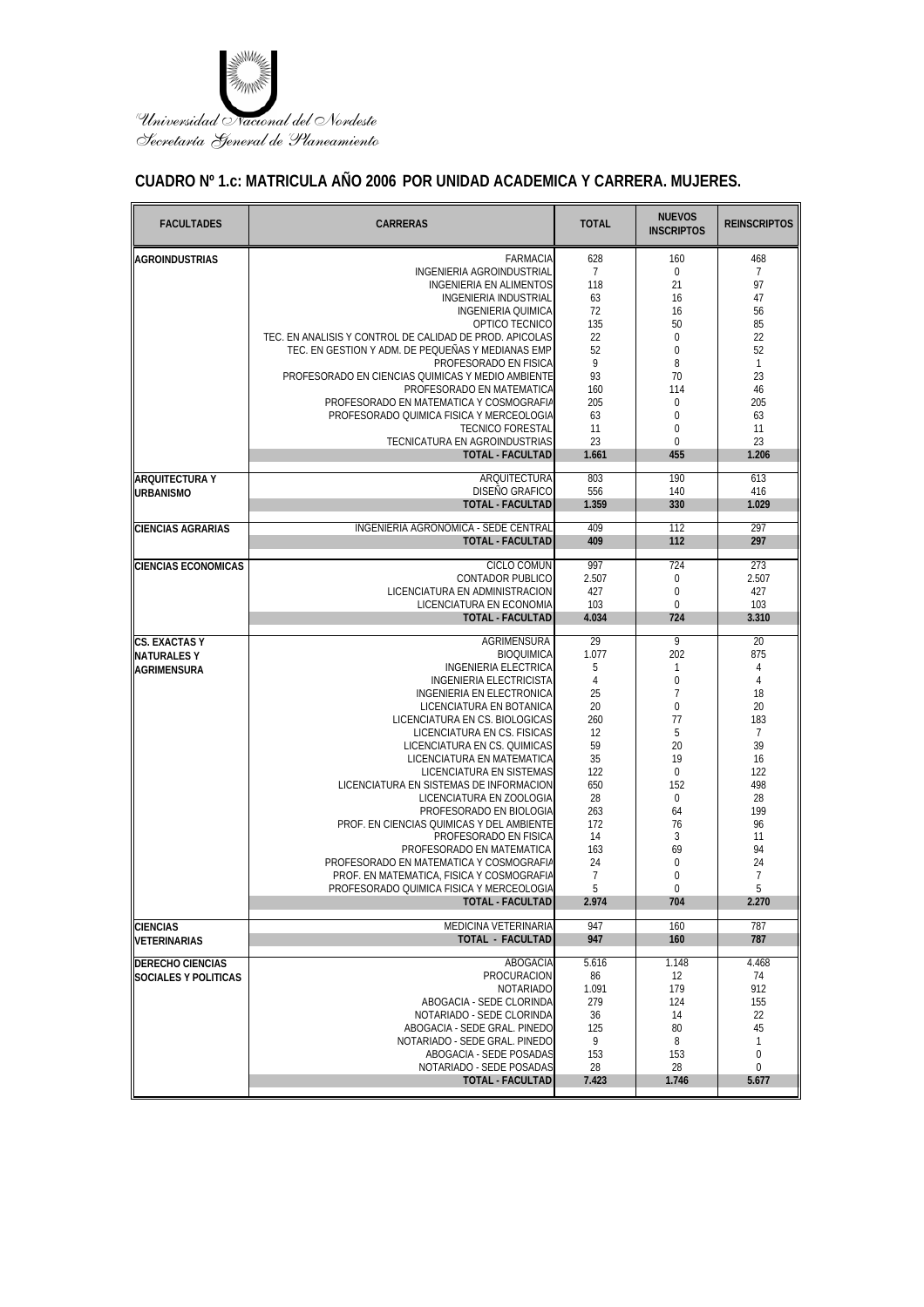Universidad Nacional del Nordeste
Secretaría General de Planeamiento

## CUADRO Nº 1.c: MATRICULA AÑO 2006 POR UNIDAD ACADEMICA Y CARRERA. MUJERES.

| FACULTADES | CARRERAS | TOTAL | NUEVOS INSCRIPTOS | REINSCRIPTOS |
|---|---|---|---|---|
| AGROINDUSTRIAS | FARMACIA | 628 | 160 | 468 |
| | INGENIERIA AGROINDUSTRIAL | 7 | 0 | 7 |
| | INGENIERIA EN ALIMENTOS | 118 | 21 | 97 |
| | INGENIERIA INDUSTRIAL | 63 | 16 | 47 |
| | INGENIERIA QUIMICA | 72 | 16 | 56 |
| | OPTICO TECNICO | 135 | 50 | 85 |
| | TEC. EN ANALISIS Y CONTROL DE CALIDAD DE PROD. APICOLAS | 22 | 0 | 22 |
| | TEC. EN GESTION Y ADM. DE PEQUEÑAS Y MEDIANAS EMP | 52 | 0 | 52 |
| | PROFESORADO EN FISICA | 9 | 8 | 1 |
| | PROFESORADO EN CIENCIAS QUIMICAS Y MEDIO AMBIENTE | 93 | 70 | 23 |
| | PROFESORADO EN MATEMATICA | 160 | 114 | 46 |
| | PROFESORADO EN MATEMATICA Y COSMOGRAFIA | 205 | 0 | 205 |
| | PROFESORADO QUIMICA FISICA Y MERCEOLOGIA | 63 | 0 | 63 |
| | TECNICO FORESTAL | 11 | 0 | 11 |
| | TECNICATURA EN AGROINDUSTRIAS | 23 | 0 | 23 |
| | **TOTAL - FACULTAD** | **1.661** | **455** | **1.206** |
| ARQUITECTURA Y URBANISMO | ARQUITECTURA | 803 | 190 | 613 |
| | DISEÑO GRAFICO | 556 | 140 | 416 |
| | **TOTAL - FACULTAD** | **1.359** | **330** | **1.029** |
| CIENCIAS AGRARIAS | INGENIERIA AGRONOMICA - SEDE CENTRAL | 409 | 112 | 297 |
| | **TOTAL - FACULTAD** | **409** | **112** | **297** |
| CIENCIAS ECONOMICAS | CICLO COMUN | 997 | 724 | 273 |
| | CONTADOR PUBLICO | 2.507 | 0 | 2.507 |
| | LICENCIATURA EN ADMINISTRACION | 427 | 0 | 427 |
| | LICENCIATURA EN ECONOMIA | 103 | 0 | 103 |
| | **TOTAL - FACULTAD** | **4.034** | **724** | **3.310** |
| CS. EXACTAS Y NATURALES Y AGRIMENSURA | AGRIMENSURA | 29 | 9 | 20 |
| | BIOQUIMICA | 1.077 | 202 | 875 |
| | INGENIERIA ELECTRICA | 5 | 1 | 4 |
| | INGENIERIA ELECTRICISTA | 4 | 0 | 4 |
| | INGENIERIA EN ELECTRONICA | 25 | 7 | 18 |
| | LICENCIATURA EN BOTANICA | 20 | 0 | 20 |
| | LICENCIATURA EN CS. BIOLOGICAS | 260 | 77 | 183 |
| | LICENCIATURA EN CS. FISICAS | 12 | 5 | 7 |
| | LICENCIATURA EN CS. QUIMICAS | 59 | 20 | 39 |
| | LICENCIATURA EN MATEMATICA | 35 | 19 | 16 |
| | LICENCIATURA EN SISTEMAS | 122 | 0 | 122 |
| | LICENCIATURA EN SISTEMAS DE INFORMACION | 650 | 152 | 498 |
| | LICENCIATURA EN ZOOLOGIA | 28 | 0 | 28 |
| | PROFESORADO EN BIOLOGIA | 263 | 64 | 199 |
| | PROF. EN CIENCIAS QUIMICAS Y DEL AMBIENTE | 172 | 76 | 96 |
| | PROFESORADO EN FISICA | 14 | 3 | 11 |
| | PROFESORADO EN MATEMATICA | 163 | 69 | 94 |
| | PROFESORADO EN MATEMATICA Y COSMOGRAFIA | 24 | 0 | 24 |
| | PROF. EN MATEMATICA, FISICA Y COSMOGRAFIA | 7 | 0 | 7 |
| | PROFESORADO QUIMICA FISICA Y MERCEOLOGIA | 5 | 0 | 5 |
| | **TOTAL - FACULTAD** | **2.974** | **704** | **2.270** |
| CIENCIAS VETERINARIAS | MEDICINA VETERINARIA | 947 | 160 | 787 |
| | **TOTAL - FACULTAD** | **947** | **160** | **787** |
| DERECHO CIENCIAS SOCIALES Y POLITICAS | ABOGACIA | 5.616 | 1.148 | 4.468 |
| | PROCURACION | 86 | 12 | 74 |
| | NOTARIADO | 1.091 | 179 | 912 |
| | ABOGACIA - SEDE CLORINDA | 279 | 124 | 155 |
| | NOTARIADO - SEDE CLORINDA | 36 | 14 | 22 |
| | ABOGACIA - SEDE GRAL. PINEDO | 125 | 80 | 45 |
| | NOTARIADO - SEDE GRAL. PINEDO | 9 | 8 | 1 |
| | ABOGACIA - SEDE POSADAS | 153 | 153 | 0 |
| | NOTARIADO - SEDE POSADAS | 28 | 28 | 0 |
| | **TOTAL - FACULTAD** | **7.423** | **1.746** | **5.677** |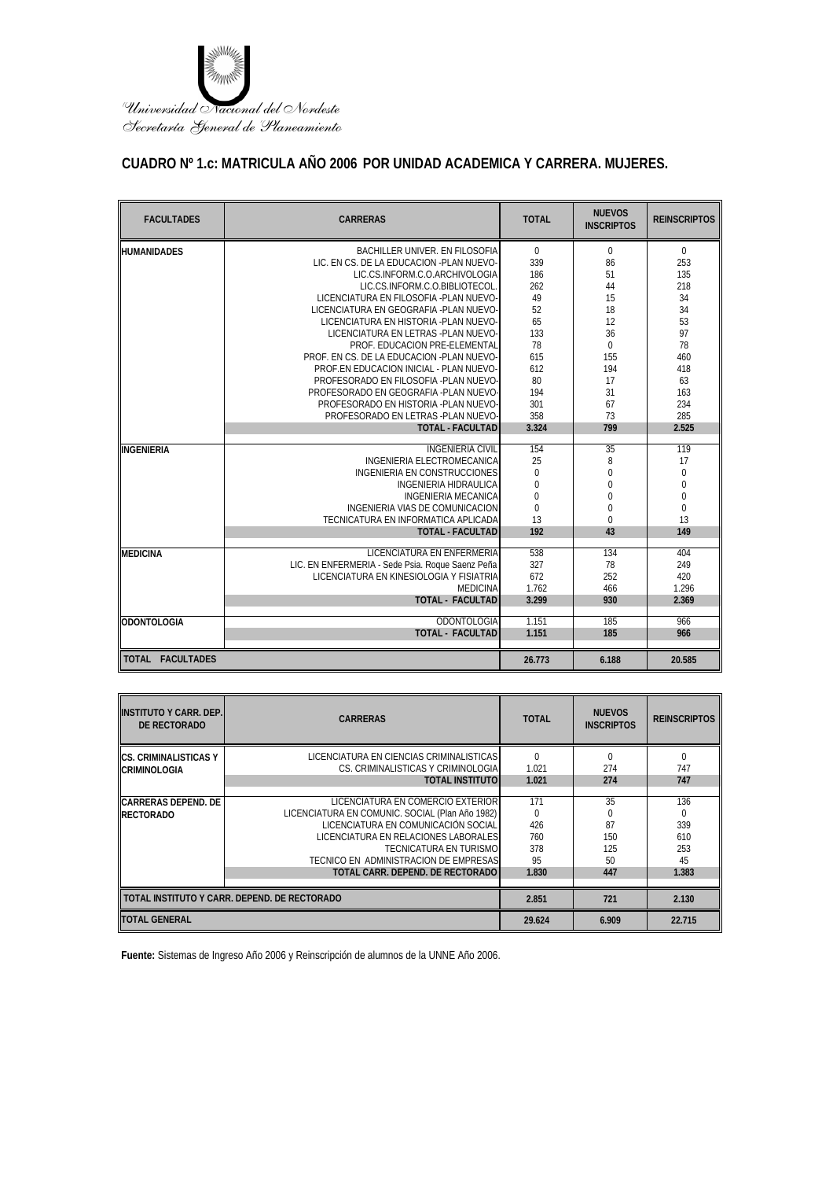Universidad Nacional del Nordeste
Secretaría General de Planeamiento

## CUADRO Nº 1.c: MATRICULA AÑO 2006 POR UNIDAD ACADEMICA Y CARRERA. MUJERES.

| FACULTADES | CARRERAS | TOTAL | NUEVOS INSCRIPTOS | REINSCRIPTOS |
|---|---|---|---|---|
| HUMANIDADES | BACHILLER UNIVER. EN FILOSOFIA | 0 | 0 | 0 |
| | LIC. EN CS. DE LA EDUCACION -PLAN NUEVO- | 339 | 86 | 253 |
| | LIC.CS.INFORM.C.O.ARCHIVOLOGIA | 186 | 51 | 135 |
| | LIC.CS.INFORM.C.O.BIBLIOTECOL. | 262 | 44 | 218 |
| | LICENCIATURA EN FILOSOFIA -PLAN NUEVO- | 49 | 15 | 34 |
| | LICENCIATURA EN GEOGRAFIA -PLAN NUEVO- | 52 | 18 | 34 |
| | LICENCIATURA EN HISTORIA -PLAN NUEVO- | 65 | 12 | 53 |
| | LICENCIATURA EN LETRAS -PLAN NUEVO- | 133 | 36 | 97 |
| | PROF. EDUCACION PRE-ELEMENTAL | 78 | 0 | 78 |
| | PROF. EN CS. DE LA EDUCACION -PLAN NUEVO- | 615 | 155 | 460 |
| | PROF.EN EDUCACION INICIAL - PLAN NUEVO- | 612 | 194 | 418 |
| | PROFESORADO EN FILOSOFIA -PLAN NUEVO- | 80 | 17 | 63 |
| | PROFESORADO EN GEOGRAFIA -PLAN NUEVO- | 194 | 31 | 163 |
| | PROFESORADO EN HISTORIA -PLAN NUEVO- | 301 | 67 | 234 |
| | PROFESORADO EN LETRAS -PLAN NUEVO- | 358 | 73 | 285 |
| | **TOTAL - FACULTAD** | **3.324** | **799** | **2.525** |
| INGENIERIA | INGENIERIA CIVIL | 154 | 35 | 119 |
| | INGENIERIA ELECTROMECANICA | 25 | 8 | 17 |
| | INGENIERIA EN CONSTRUCCIONES | 0 | 0 | 0 |
| | INGENIERIA HIDRAULICA | 0 | 0 | 0 |
| | INGENIERIA MECANICA | 0 | 0 | 0 |
| | INGENIERIA VIAS DE COMUNICACION | 0 | 0 | 0 |
| | TECNICATURA EN INFORMATICA APLICADA | 13 | 0 | 13 |
| | **TOTAL - FACULTAD** | **192** | **43** | **149** |
| MEDICINA | LICENCIATURA EN ENFERMERIA | 538 | 134 | 404 |
| | LIC. EN ENFERMERIA - Sede Psia. Roque Saenz Peña | 327 | 78 | 249 |
| | LICENCIATURA EN KINESIOLOGIA Y FISIATRIA | 672 | 252 | 420 |
| | MEDICINA | 1.762 | 466 | 1.296 |
| | **TOTAL - FACULTAD** | **3.299** | **930** | **2.369** |
| ODONTOLOGIA | ODONTOLOGIA | 1.151 | 185 | 966 |
| | **TOTAL - FACULTAD** | **1.151** | **185** | **966** |
| **TOTAL FACULTADES** | | **26.773** | **6.188** | **20.585** |

| INSTITUTO Y CARR. DEP. DE RECTORADO | CARRERAS | TOTAL | NUEVOS INSCRIPTOS | REINSCRIPTOS |
|---|---|---|---|---|
| CS. CRIMINALISTICAS Y CRIMINOLOGIA | LICENCIATURA EN CIENCIAS CRIMINALISTICAS | 0 | 0 | 0 |
| | CS. CRIMINALISTICAS Y CRIMINOLOGIA | 1.021 | 274 | 747 |
| | **TOTAL INSTITUTO** | **1.021** | **274** | **747** |
| CARRERAS DEPEND. DE RECTORADO | LICENCIATURA EN COMERCIO EXTERIOR | 171 | 35 | 136 |
| | LICENCIATURA EN COMUNIC. SOCIAL (Plan Año 1982) | 0 | 0 | 0 |
| | LICENCIATURA EN COMUNICACIÓN SOCIAL | 426 | 87 | 339 |
| | LICENCIATURA EN RELACIONES LABORALES | 760 | 150 | 610 |
| | TECNICATURA EN TURISMO | 378 | 125 | 253 |
| | TECNICO EN ADMINISTRACION DE EMPRESAS | 95 | 50 | 45 |
| | **TOTAL CARR. DEPEND. DE RECTORADO** | **1.830** | **447** | **1.383** |
| **TOTAL INSTITUTO Y CARR. DEPEND. DE RECTORADO** | | **2.851** | **721** | **2.130** |
| **TOTAL GENERAL** | | **29.624** | **6.909** | **22.715** |

**Fuente:** Sistemas de Ingreso Año 2006 y Reinscripción de alumnos de la UNNE Año 2006.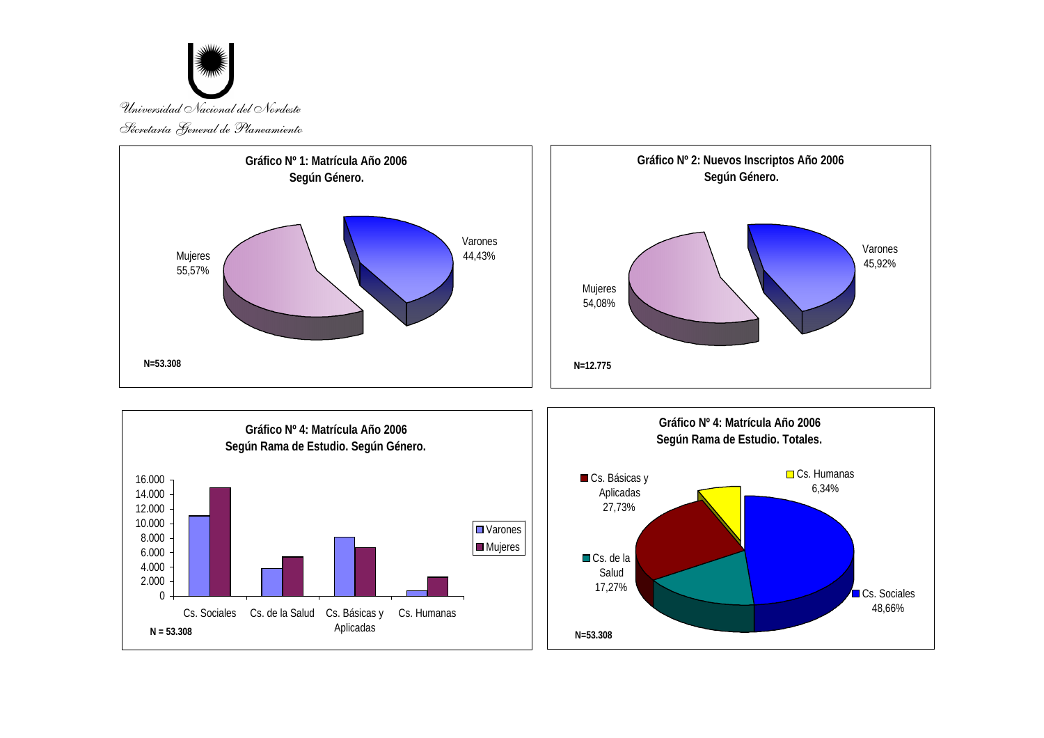*Universidad Nacional del Nordeste*

*Secretaría General de Planeamiento*

**Gráfico Nº 1: Matrícula Año 2006 Según Género.**

| Género | % |
|---|---|
| Mujeres | 55,57% |
| Varones | 44,43% |

**N=53.308**

**Gráfico Nº 2: Nuevos Inscriptos Año 2006 Según Género.**

| Género | % |
|---|---|
| Mujeres | 54,08% |
| Varones | 45,92% |

**N=12.775**

**Gráfico Nº 4: Matrícula Año 2006 Según Rama de Estudio. Según Género.**

Eje vertical: 0 – 16.000

Categorías: Cs. Sociales, Cs. de la Salud, Cs. Básicas y Aplicadas, Cs. Humanas

Series: Varones, Mujeres

**N = 53.308**

**Gráfico Nº 4: Matrícula Año 2006 Según Rama de Estudio. Totales.**

| Rama de Estudio | % |
|---|---|
| Cs. Sociales | 48,66% |
| Cs. Básicas y Aplicadas | 27,73% |
| Cs. de la Salud | 17,27% |
| Cs. Humanas | 6,34% |

**N=53.308**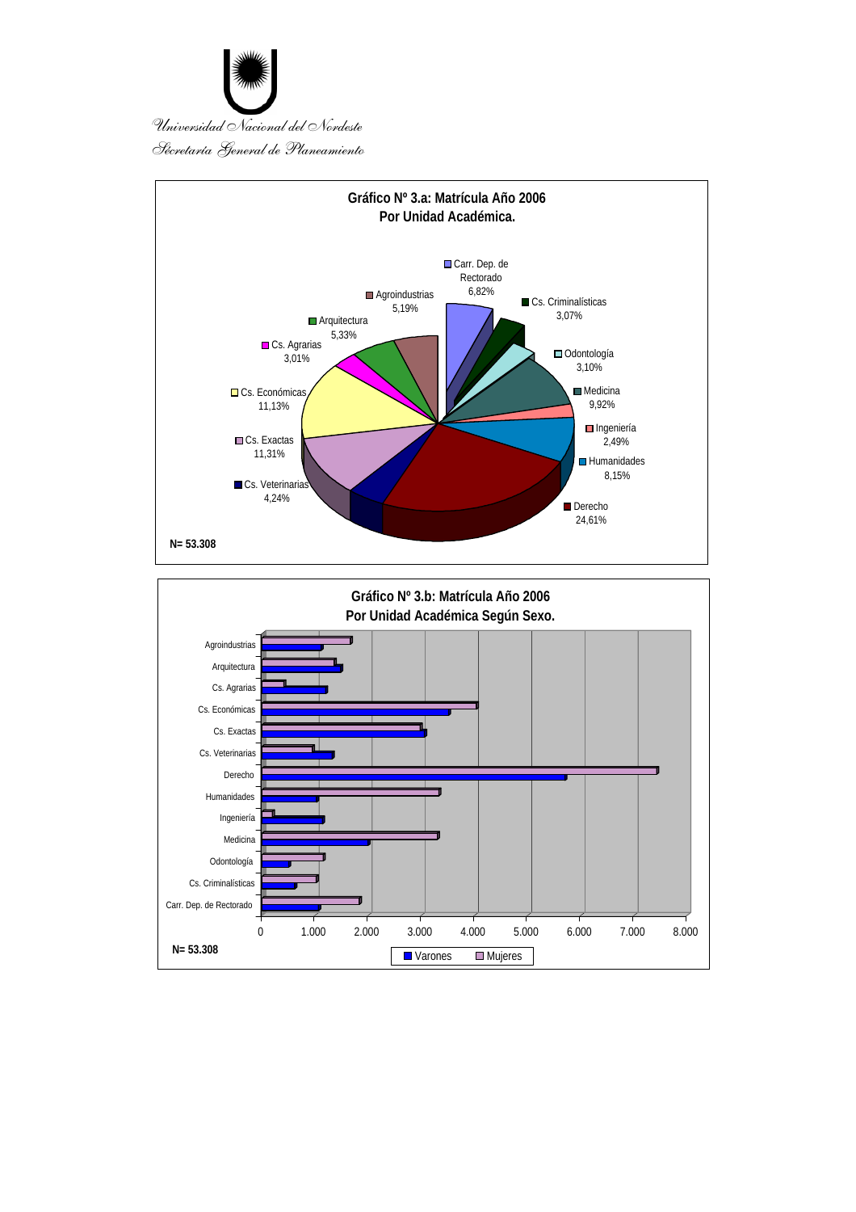*Universidad Nacional del Nordeste*

*Secretaría General de Planeamiento*

**Gráfico Nº 3.a: Matrícula Año 2006**
**Por Unidad Académica.**

Carr. Dep. de Rectorado
6,82%

Cs. Criminalísticas
3,07%

Odontología
3,10%

Medicina
9,92%

Ingeniería
2,49%

Humanidades
8,15%

Derecho
24,61%

Cs. Veterinarias
4,24%

Cs. Exactas
11,31%

Cs. Económicas
11,13%

Cs. Agrarias
3,01%

Arquitectura
5,33%

Agroindustrias
5,19%

N= 53.308

**Gráfico Nº 3.b: Matrícula Año 2006**
**Por Unidad Académica Según Sexo.**

Agroindustrias
Arquitectura
Cs. Agrarias
Cs. Económicas
Cs. Exactas
Cs. Veterinarias
Derecho
Humanidades
Ingeniería
Medicina
Odontología
Cs. Criminalísticas
Carr. Dep. de Rectorado

0 1.000 2.000 3.000 4.000 5.000 6.000 7.000 8.000

N= 53.308

Varones Mujeres